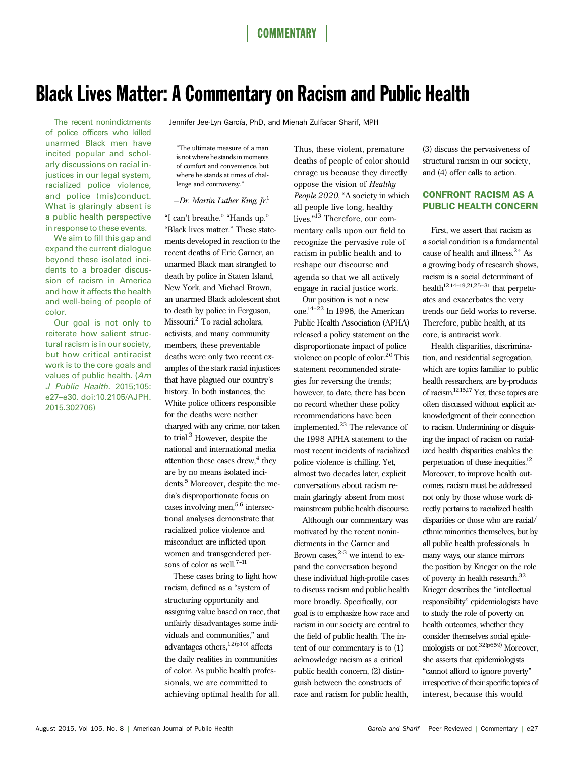COMMENTARY

# Black Lives Matter: A Commentary on Racism and Public Health

Jennifer Jee-Lyn García, PhD, and Mienah Zulfacar Sharif, MPH

The recent nonindictments of police officers who killed unarmed Black men have incited popular and scholarly discussions on racial injustices in our legal system, racialized police violence, and police (mis)conduct. What is glaringly absent is a public health perspective in response to these events.

We aim to fill this gap and expand the current dialogue beyond these isolated incidents to a broader discussion of racism in America and how it affects the health and well-being of people of color.

Our goal is not only to reiterate how salient structural racism is in our society, but how critical antiracist work is to the core goals and values of public health. (*Am J Public Health.* 2015;105:e27–e30. doi:10.2105/AJPH.2015.302706)

"The ultimate measure of a man is not where he stands in moments of comfort and convenience, but where he stands at times of challenge and controversy."

*—Dr. Martin Luther King, Jr.*[1]

"I can't breathe." "Hands up." "Black lives matter." These statements developed in reaction to the recent deaths of Eric Garner, an unarmed Black man strangled to death by police in Staten Island, New York, and Michael Brown, an unarmed Black adolescent shot to death by police in Ferguson, Missouri.[2] To racial scholars, activists, and many community members, these preventable deaths were only two recent examples of the stark racial injustices that have plagued our country's history. In both instances, the White police officers responsible for the deaths were neither charged with any crime, nor taken to trial.[3] However, despite the national and international media attention these cases drew,[4] they are by no means isolated incidents.[5] Moreover, despite the media's disproportionate focus on cases involving men,[5,6] intersectional analyses demonstrate that racialized police violence and misconduct are inflicted upon women and transgendered persons of color as well.[7–11]

These cases bring to light how racism, defined as a "system of structuring opportunity and assigning value based on race, that unfairly disadvantages some individuals and communities," and advantages others,[12(p10)] affects the daily realities in communities of color. As public health professionals, we are committed to achieving optimal health for all. Thus, these violent, premature deaths of people of color should enrage us because they directly oppose the vision of *Healthy People 2020*, "A society in which all people live long, healthy lives."[13] Therefore, our commentary calls upon our field to recognize the pervasive role of racism in public health and to reshape our discourse and agenda so that we all actively engage in racial justice work.

Our position is not a new one.[14–22] In 1998, the American Public Health Association (APHA) released a policy statement on the disproportionate impact of police violence on people of color.[20] This statement recommended strategies for reversing the trends; however, to date, there has been no record whether these policy recommendations have been implemented.[23] The relevance of the 1998 APHA statement to the most recent incidents of racialized police violence is chilling. Yet, almost two decades later, explicit conversations about racism remain glaringly absent from most mainstream public health discourse.

Although our commentary was motivated by the recent nonindictments in the Garner and Brown cases,[2-3] we intend to expand the conversation beyond these individual high-profile cases to discuss racism and public health more broadly. Specifically, our goal is to emphasize how race and racism in our society are central to the field of public health. The intent of our commentary is to (1) acknowledge racism as a critical public health concern, (2) distinguish between the constructs of race and racism for public health, (3) discuss the pervasiveness of structural racism in our society, and (4) offer calls to action.

## CONFRONT RACISM AS A PUBLIC HEALTH CONCERN

First, we assert that racism as a social condition is a fundamental cause of health and illness.[24] As a growing body of research shows, racism is a social determinant of health[12,14–19,21,25–31] that perpetuates and exacerbates the very trends our field works to reverse. Therefore, public health, at its core, is antiracist work.

Health disparities, discrimination, and residential segregation, which are topics familiar to public health researchers, are by-products of racism.[12,15,17] Yet, these topics are often discussed without explicit acknowledgment of their connection to racism. Undermining or disguising the impact of racism on racialized health disparities enables the perpetuation of these inequities.[12] Moreover, to improve health outcomes, racism must be addressed not only by those whose work directly pertains to racialized health disparities or those who are racial/ethnic minorities themselves, but by all public health professionals. In many ways, our stance mirrors the position by Krieger on the role of poverty in health research.[32] Krieger describes the "intellectual responsibility" epidemiologists have to study the role of poverty on health outcomes, whether they consider themselves social epidemiologists or not.[32(p659)] Moreover, she asserts that epidemiologists "cannot afford to ignore poverty" irrespective of their specific topics of interest, because this would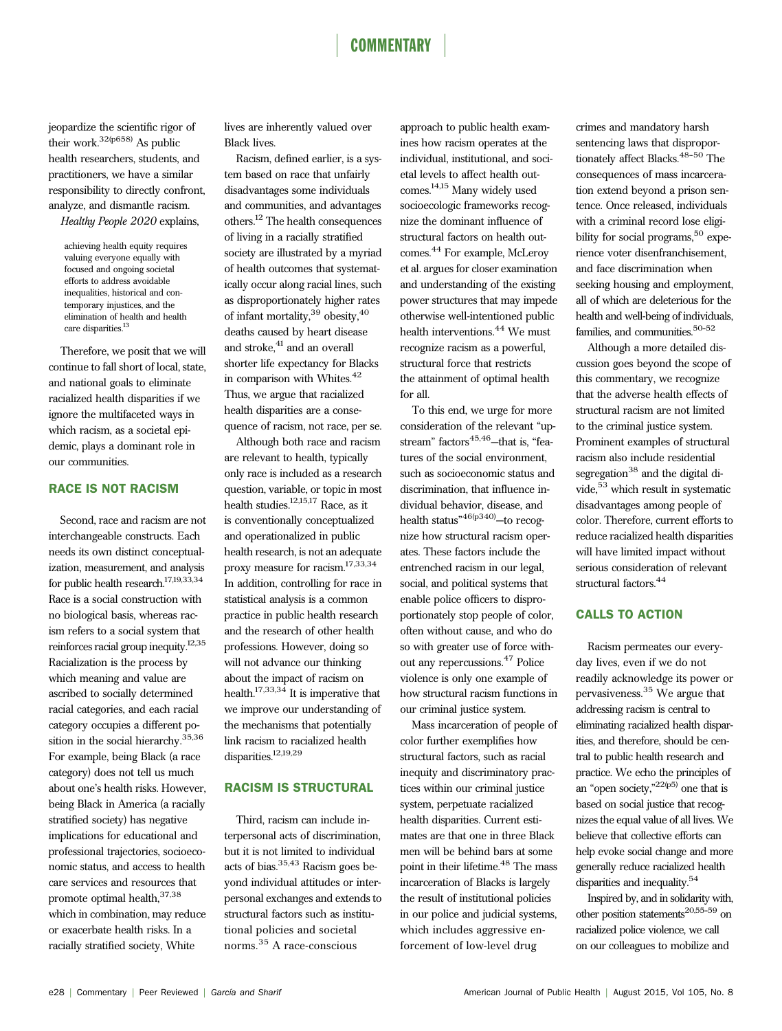jeopardize the scientific rigor of their work.[32(p658)] As public health researchers, students, and practitioners, we have a similar responsibility to directly confront, analyze, and dismantle racism.

*Healthy People 2020* explains,

> achieving health equity requires valuing everyone equally with focused and ongoing societal efforts to address avoidable inequalities, historical and contemporary injustices, and the elimination of health and health care disparities.[13]

Therefore, we posit that we will continue to fall short of local, state, and national goals to eliminate racialized health disparities if we ignore the multifaceted ways in which racism, as a societal epidemic, plays a dominant role in our communities.

## RACE IS NOT RACISM

Second, race and racism are not interchangeable constructs. Each needs its own distinct conceptualization, measurement, and analysis for public health research.[17,19,33,34] Race is a social construction with no biological basis, whereas racism refers to a social system that reinforces racial group inequity.[12,35] Racialization is the process by which meaning and value are ascribed to socially determined racial categories, and each racial category occupies a different position in the social hierarchy.[35,36] For example, being Black (a race category) does not tell us much about one's health risks. However, being Black in America (a racially stratified society) has negative implications for educational and professional trajectories, socioeconomic status, and access to health care services and resources that promote optimal health,[37,38] which in combination, may reduce or exacerbate health risks. In a racially stratified society, White lives are inherently valued over Black lives.

Racism, defined earlier, is a system based on race that unfairly disadvantages some individuals and communities, and advantages others.[12] The health consequences of living in a racially stratified society are illustrated by a myriad of health outcomes that systematically occur along racial lines, such as disproportionately higher rates of infant mortality,[39] obesity,[40] deaths caused by heart disease and stroke,[41] and an overall shorter life expectancy for Blacks in comparison with Whites.[42] Thus, we argue that racialized health disparities are a consequence of racism, not race, per se.

Although both race and racism are relevant to health, typically only race is included as a research question, variable, or topic in most health studies.[12,15,17] Race, as it is conventionally conceptualized and operationalized in public health research, is not an adequate proxy measure for racism.[17,33,34] In addition, controlling for race in statistical analysis is a common practice in public health research and the research of other health professions. However, doing so will not advance our thinking about the impact of racism on health.[17,33,34] It is imperative that we improve our understanding of the mechanisms that potentially link racism to racialized health disparities.[12,19,29]

## RACISM IS STRUCTURAL

Third, racism can include interpersonal acts of discrimination, but it is not limited to individual acts of bias.[35,43] Racism goes beyond individual attitudes or interpersonal exchanges and extends to structural factors such as institutional policies and societal norms.[35] A race-conscious approach to public health examines how racism operates at the individual, institutional, and societal levels to affect health outcomes.[14,15] Many widely used socioecologic frameworks recognize the dominant influence of structural factors on health outcomes.[44] For example, McLeroy et al. argues for closer examination and understanding of the existing power structures that may impede otherwise well-intentioned public health interventions.[44] We must recognize racism as a powerful, structural force that restricts the attainment of optimal health for all.

To this end, we urge for more consideration of the relevant "upstream" factors[45,46]—that is, "features of the social environment, such as socioeconomic status and discrimination, that influence individual behavior, disease, and health status"[46(p340)]—to recognize how structural racism operates. These factors include the entrenched racism in our legal, social, and political systems that enable police officers to disproportionately stop people of color, often without cause, and who do so with greater use of force without any repercussions.[47] Police violence is only one example of how structural racism functions in our criminal justice system.

Mass incarceration of people of color further exemplifies how structural factors, such as racial inequity and discriminatory practices within our criminal justice system, perpetuate racialized health disparities. Current estimates are that one in three Black men will be behind bars at some point in their lifetime.[48] The mass incarceration of Blacks is largely the result of institutional policies in our police and judicial systems, which includes aggressive enforcement of low-level drug crimes and mandatory harsh sentencing laws that disproportionately affect Blacks.[48–50] The consequences of mass incarceration extend beyond a prison sentence. Once released, individuals with a criminal record lose eligibility for social programs,[50] experience voter disenfranchisement, and face discrimination when seeking housing and employment, all of which are deleterious for the health and well-being of individuals, families, and communities.[50–52]

Although a more detailed discussion goes beyond the scope of this commentary, we recognize that the adverse health effects of structural racism are not limited to the criminal justice system. Prominent examples of structural racism also include residential segregation[38] and the digital divide,[53] which result in systematic disadvantages among people of color. Therefore, current efforts to reduce racialized health disparities will have limited impact without serious consideration of relevant structural factors.[44]

## CALLS TO ACTION

Racism permeates our everyday lives, even if we do not readily acknowledge its power or pervasiveness.[35] We argue that addressing racism is central to eliminating racialized health disparities, and therefore, should be central to public health research and practice. We echo the principles of an "open society,"[22(p5)] one that is based on social justice that recognizes the equal value of all lives. We believe that collective efforts can help evoke social change and more generally reduce racialized health disparities and inequality.[54]

Inspired by, and in solidarity with, other position statements[20,55–59] on racialized police violence, we call on our colleagues to mobilize and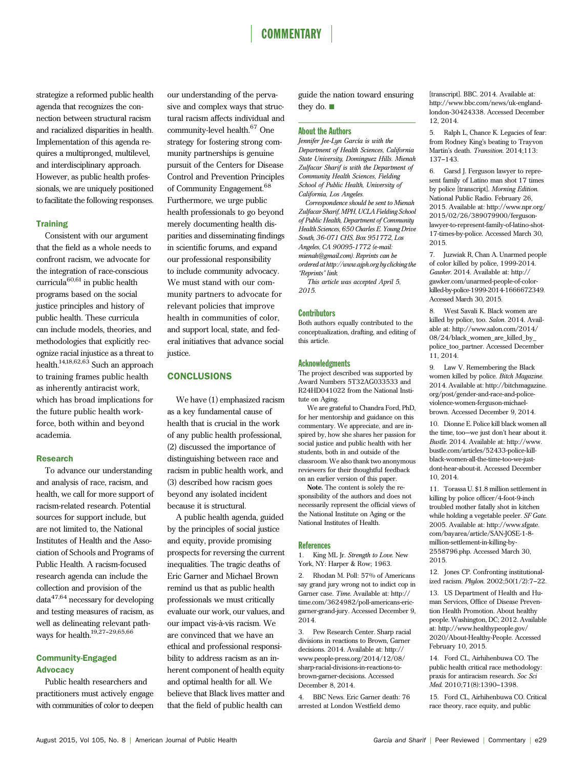strategize a reformed public health agenda that recognizes the connection between structural racism and racialized disparities in health. Implementation of this agenda requires a multipronged, multilevel, and interdisciplinary approach. However, as public health professionals, we are uniquely positioned to facilitate the following responses.

### Training

Consistent with our argument that the field as a whole needs to confront racism, we advocate for the integration of race-conscious curricula[60,61] in public health programs based on the social justice principles and history of public health. These curricula can include models, theories, and methodologies that explicitly recognize racial injustice as a threat to health.[14,18,62,63] Such an approach to training frames public health as inherently antiracist work, which has broad implications for the future public health workforce, both within and beyond academia.

### Research

To advance our understanding and analysis of race, racism, and health, we call for more support of racism-related research. Potential sources for support include, but are not limited to, the National Institutes of Health and the Association of Schools and Programs of Public Health. A racism-focused research agenda can include the collection and provision of the data[47,64] necessary for developing and testing measures of racism, as well as delineating relevant pathways for health.[19,27–29,65,66]

### Community-Engaged Advocacy

Public health researchers and practitioners must actively engage with communities of color to deepen our understanding of the pervasive and complex ways that structural racism affects individual and community-level health.[67] One strategy for fostering strong community partnerships is genuine pursuit of the Centers for Disease Control and Prevention Principles of Community Engagement.[68] Furthermore, we urge public health professionals to go beyond merely documenting health disparities and disseminating findings in scientific forums, and expand our professional responsibility to include community advocacy. We must stand with our community partners to advocate for relevant policies that improve health in communities of color, and support local, state, and federal initiatives that advance social justice.

## CONCLUSIONS

We have (1) emphasized racism as a key fundamental cause of health that is crucial in the work of any public health professional, (2) discussed the importance of distinguishing between race and racism in public health work, and (3) described how racism goes beyond any isolated incident because it is structural.

A public health agenda, guided by the principles of social justice and equity, provide promising prospects for reversing the current inequalities. The tragic deaths of Eric Garner and Michael Brown remind us that as public health professionals we must critically evaluate our work, our values, and our impact vis-à-vis racism. We are convinced that we have an ethical and professional responsibility to address racism as an inherent component of health equity and optimal health for all. We believe that Black lives matter and that the field of public health can guide the nation toward ensuring they do. ■

### About the Authors

*Jennifer Jee-Lyn García is with the Department of Health Sciences, California State University, Dominguez Hills. Mienah Zulfacar Sharif is with the Department of Community Health Sciences, Fielding School of Public Health, University of California, Los Angeles.*

*Correspondence should be sent to Mienah Zulfacar Sharif, MPH, UCLA Fielding School of Public Health, Department of Community Health Sciences, 650 Charles E. Young Drive South, 36-071 CHS, Box 951772, Los Angeles, CA 90095-1772 (e-mail: mienah@gmail.com). Reprints can be ordered at http://www.ajph.org by clicking the "Reprints" link.*

*This article was accepted April 5, 2015.*

### Contributors

Both authors equally contributed to the conceptualization, drafting, and editing of this article.

### Acknowledgments

The project described was supported by Award Numbers 5T32AG033533 and R24HD041022 from the National Institute on Aging.

We are grateful to Chandra Ford, PhD, for her mentorship and guidance on this commentary. We appreciate, and are inspired by, how she shares her passion for social justice and public health with her students, both in and outside of the classroom. We also thank two anonymous reviewers for their thoughtful feedback on an earlier version of this paper.

**Note.** The content is solely the responsibility of the authors and does not necessarily represent the official views of the National Institute on Aging or the National Institutes of Health.

### References

1. King ML Jr. *Strength to Love.* New York, NY: Harper & Row; 1963.
2. Rhodan M. Poll: 57% of Americans say grand jury wrong not to indict cop in Garner case. *Time.* Available at: http://time.com/3624982/poll-americans-eric-garner-grand-jury. Accessed December 9, 2014.
3. Pew Research Center. Sharp racial divisions in reactions to Brown, Garner decisions. 2014. Available at: http://www.people-press.org/2014/12/08/sharp-racial-divisions-in-reactions-to-brown-garner-decisions. Accessed December 8, 2014.
4. BBC News. Eric Garner death: 76 arrested at London Westfield demo [transcript]. BBC. 2014. Available at: http://www.bbc.com/news/uk-england-london-30424338. Accessed December 12, 2014.
5. Ralph L, Chance K. Legacies of fear: from Rodney King's beating to Trayvon Martin's death. *Transition.* 2014;113:137–143.
6. Garsd J. Ferguson lawyer to represent family of Latino man shot 17 times by police [transcript]. *Morning Edition.* National Public Radio. February 26, 2015. Available at: http://www.npr.org/2015/02/26/389079900/ferguson-lawyer-to-represent-family-of-latino-shot-17-times-by-police. Accessed March 30, 2015.
7. Juzwiak R, Chan A. Unarmed people of color killed by police, 1999-2014. *Gawker.* 2014. Available at: http://gawker.com/unarmed-people-of-color-killed-by-police-1999-2014-1666672349. Accessed March 30, 2015.
8. West Savali K. Black women are killed by police, too. *Salon.* 2014. Available at: http://www.salon.com/2014/08/24/black_women_are_killed_by_police_too_partner. Accessed December 11, 2014.
9. Law V. Remembering the Black women killed by police. *Bitch Magazine.* 2014. Available at: http://bitchmagazine.org/post/gender-and-race-and-police-violence-women-ferguson-michael-brown. Accessed December 9, 2014.
10. Dionne E. Police kill black women all the time, too—we just don't hear about it. *Bustle.* 2014. Available at: http://www.bustle.com/articles/52433-police-kill-black-women-all-the-time-too-we-just-dont-hear-about-it. Accessed December 10, 2014.
11. Torassa U. $1.8 million settlement in killing by police officer/4-foot-9-inch troubled mother fatally shot in kitchen while holding a vegetable peeler. *SF Gate.* 2005. Available at: http://www.sfgate.com/bayarea/article/SAN-JOSE-1-8-million-settlement-in-killing-by-2558796.php. Accessed March 30, 2015.
12. Jones CP. Confronting institutionalized racism. *Phylon.* 2002;50(1/2):7–22.
13. US Department of Health and Human Services, Office of Disease Prevention Health Promotion. About healthy people. Washington, DC; 2012. Available at: http://www.healthypeople.gov/2020/About-Healthy-People. Accessed February 10, 2015.
14. Ford CL, Airhihenbuwa CO. The public health critical race methodology: praxis for antiracism research. *Soc Sci Med.* 2010;71(8):1390–1398.
15. Ford CL, Airhihenbuwa CO. Critical race theory, race equity, and public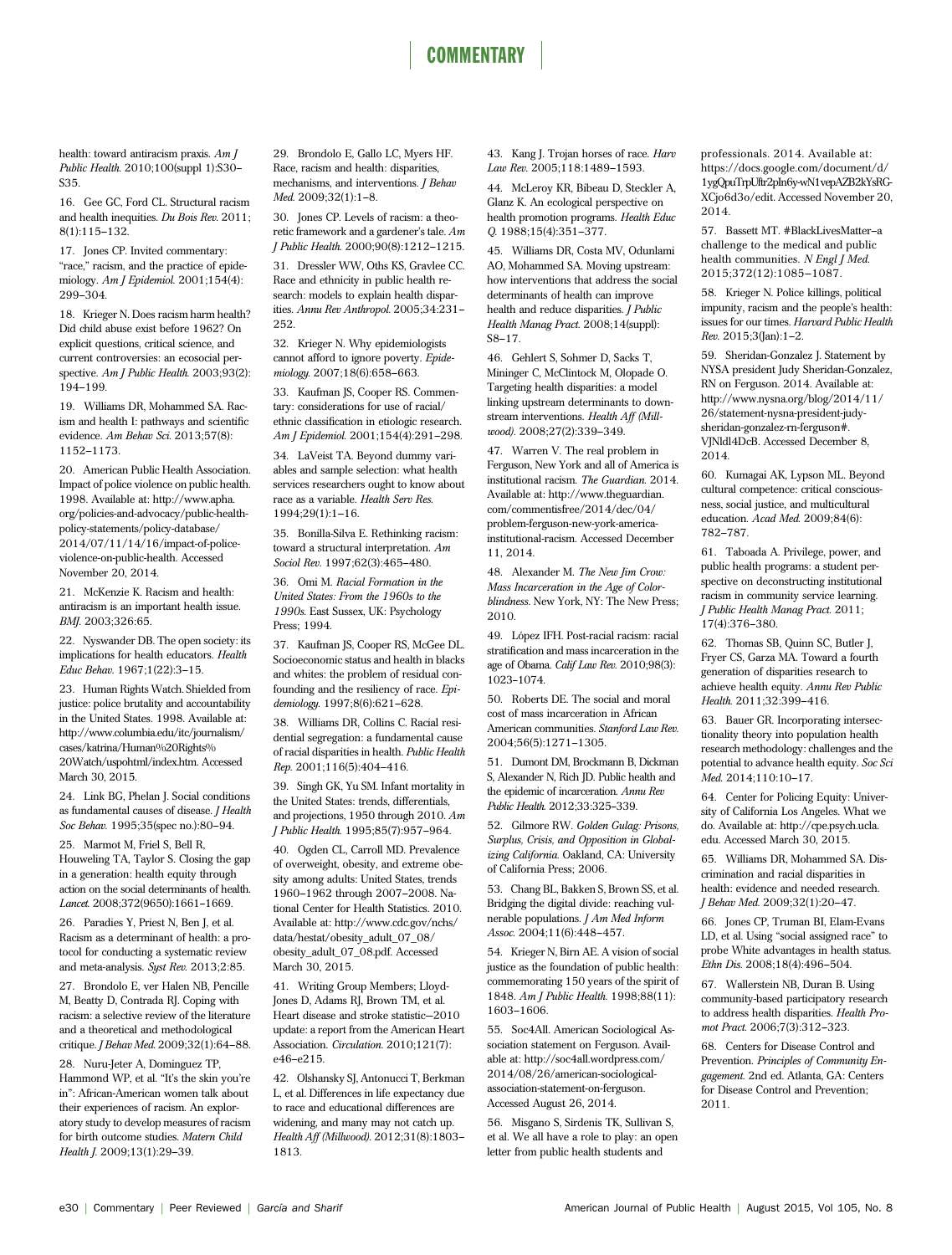health: toward antiracism praxis. *Am J Public Health*. 2010;100(suppl 1):S30–S35.

16. Gee GC, Ford CL. Structural racism and health inequities. *Du Bois Rev*. 2011; 8(1):115–132.

17. Jones CP. Invited commentary: "race," racism, and the practice of epidemiology. *Am J Epidemiol*. 2001;154(4): 299–304.

18. Krieger N. Does racism harm health? Did child abuse exist before 1962? On explicit questions, critical science, and current controversies: an ecosocial perspective. *Am J Public Health*. 2003;93(2): 194–199.

19. Williams DR, Mohammed SA. Racism and health I: pathways and scientific evidence. *Am Behav Sci*. 2013;57(8): 1152–1173.

20. American Public Health Association. Impact of police violence on public health. 1998. Available at: http://www.apha.org/policies-and-advocacy/public-health-policy-statements/policy-database/2014/07/11/14/16/impact-of-police-violence-on-public-health. Accessed November 20, 2014.

21. McKenzie K. Racism and health: antiracism is an important health issue. *BMJ*. 2003;326:65.

22. Nyswander DB. The open society: its implications for health educators. *Health Educ Behav*. 1967;1(22):3–15.

23. Human Rights Watch. Shielded from justice: police brutality and accountability in the United States. 1998. Available at: http://www.columbia.edu/itc/journalism/cases/katrina/Human%20Rights%20Watch/uspohtml/index.htm. Accessed March 30, 2015.

24. Link BG, Phelan J. Social conditions as fundamental causes of disease. *J Health Soc Behav*. 1995;35(spec no.):80–94.

25. Marmot M, Friel S, Bell R, Houweling TA, Taylor S. Closing the gap in a generation: health equity through action on the social determinants of health. *Lancet*. 2008;372(9650):1661–1669.

26. Paradies Y, Priest N, Ben J, et al. Racism as a determinant of health: a protocol for conducting a systematic review and meta-analysis. *Syst Rev*. 2013;2:85.

27. Brondolo E, ver Halen NB, Pencille M, Beatty D, Contrada RJ. Coping with racism: a selective review of the literature and a theoretical and methodological critique. *J Behav Med*. 2009;32(1):64–88.

28. Nuru-Jeter A, Dominguez TP, Hammond WP, et al. "It's the skin you're in": African-American women talk about their experiences of racism. An exploratory study to develop measures of racism for birth outcome studies. *Matern Child Health J*. 2009;13(1):29–39.

29. Brondolo E, Gallo LC, Myers HF. Race, racism and health: disparities, mechanisms, and interventions. *J Behav Med*. 2009;32(1):1–8.

30. Jones CP. Levels of racism: a theoretic framework and a gardener's tale. *Am J Public Health*. 2000;90(8):1212–1215.

31. Dressler WW, Oths KS, Gravlee CC. Race and ethnicity in public health research: models to explain health disparities. *Annu Rev Anthropol*. 2005;34:231–252.

32. Krieger N. Why epidemiologists cannot afford to ignore poverty. *Epidemiology*. 2007;18(6):658–663.

33. Kaufman JS, Cooper RS. Commentary: considerations for use of racial/ethnic classification in etiologic research. *Am J Epidemiol*. 2001;154(4):291–298.

34. LaVeist TA. Beyond dummy variables and sample selection: what health services researchers ought to know about race as a variable. *Health Serv Res*. 1994;29(1):1–16.

35. Bonilla-Silva E. Rethinking racism: toward a structural interpretation. *Am Sociol Rev*. 1997;62(3):465–480.

36. Omi M. *Racial Formation in the United States: From the 1960s to the 1990s*. East Sussex, UK: Psychology Press; 1994.

37. Kaufman JS, Cooper RS, McGee DL. Socioeconomic status and health in blacks and whites: the problem of residual confounding and the resiliency of race. *Epidemiology*. 1997;8(6):621–628.

38. Williams DR, Collins C. Racial residential segregation: a fundamental cause of racial disparities in health. *Public Health Rep*. 2001;116(5):404–416.

39. Singh GK, Yu SM. Infant mortality in the United States: trends, differentials, and projections, 1950 through 2010. *Am J Public Health*. 1995;85(7):957–964.

40. Ogden CL, Carroll MD. Prevalence of overweight, obesity, and extreme obesity among adults: United States, trends 1960–1962 through 2007–2008. National Center for Health Statistics. 2010. Available at: http://www.cdc.gov/nchs/data/hestat/obesity_adult_07_08/obesity_adult_07_08.pdf. Accessed March 30, 2015.

41. Writing Group Members; Lloyd-Jones D, Adams RJ, Brown TM, et al. Heart disease and stroke statistic—2010 update: a report from the American Heart Association. *Circulation*. 2010;121(7): e46–e215.

42. Olshansky SJ, Antonucci T, Berkman L, et al. Differences in life expectancy due to race and educational differences are widening, and many may not catch up. *Health Aff (Millwood)*. 2012;31(8):1803–1813.

43. Kang J. Trojan horses of race. *Harv Law Rev*. 2005;118:1489–1593.

44. McLeroy KR, Bibeau D, Steckler A, Glanz K. An ecological perspective on health promotion programs. *Health Educ Q*. 1988;15(4):351–377.

45. Williams DR, Costa MV, Odunlami AO, Mohammed SA. Moving upstream: how interventions that address the social determinants of health can improve health and reduce disparities. *J Public Health Manag Pract*. 2008;14(suppl): S8–17.

46. Gehlert S, Sohmer D, Sacks T, Mininger C, McClintock M, Olopade O. Targeting health disparities: a model linking upstream determinants to downstream interventions. *Health Aff (Millwood)*. 2008;27(2):339–349.

47. Warren V. The real problem in Ferguson, New York and all of America is institutional racism. *The Guardian*. 2014. Available at: http://www.theguardian.com/commentisfree/2014/dec/04/problem-ferguson-new-york-america-institutional-racism. Accessed December 11, 2014.

48. Alexander M. *The New Jim Crow: Mass Incarceration in the Age of Colorblindness*. New York, NY: The New Press; 2010.

49. López IFH. Post-racial racism: racial stratification and mass incarceration in the age of Obama. *Calif Law Rev*. 2010;98(3): 1023–1074.

50. Roberts DE. The social and moral cost of mass incarceration in African American communities. *Stanford Law Rev*. 2004;56(5):1271–1305.

51. Dumont DM, Brockmann B, Dickman S, Alexander N, Rich JD. Public health and the epidemic of incarceration. *Annu Rev Public Health*. 2012;33:325–339.

52. Gilmore RW. *Golden Gulag: Prisons, Surplus, Crisis, and Opposition in Globalizing California*. Oakland, CA: University of California Press; 2006.

53. Chang BL, Bakken S, Brown SS, et al. Bridging the digital divide: reaching vulnerable populations. *J Am Med Inform Assoc*. 2004;11(6):448–457.

54. Krieger N, Birn AE. A vision of social justice as the foundation of public health: commemorating 150 years of the spirit of 1848. *Am J Public Health*. 1998;88(11): 1603–1606.

55. Soc4All. American Sociological Association statement on Ferguson. Available at: http://soc4all.wordpress.com/2014/08/26/american-sociological-association-statement-on-ferguson. Accessed August 26, 2014.

56. Misgano S, Sirdenis TK, Sullivan S, et al. We all have a role to play: an open letter from public health students and professionals. 2014. Available at: https://docs.google.com/document/d/1ygQpuTrpUftr2pln6y-wN1vepAZB2kYsRG-XCjo6d3o/edit. Accessed November 20, 2014.

57. Bassett MT. #BlackLivesMatter–a challenge to the medical and public health communities. *N Engl J Med*. 2015;372(12):1085–1087.

58. Krieger N. Police killings, political impunity, racism and the people's health: issues for our times. *Harvard Public Health Rev*. 2015;3(Jan):1–2.

59. Sheridan-Gonzalez J. Statement by NYSA president Judy Sheridan-Gonzalez, RN on Ferguson. 2014. Available at: http://www.nysna.org/blog/2014/11/26/statement-nysna-president-judy-sheridan-gonzalez-rn-ferguson#.VJNldl4DcB. Accessed December 8, 2014.

60. Kumagai AK, Lypson ML. Beyond cultural competence: critical consciousness, social justice, and multicultural education. *Acad Med*. 2009;84(6): 782–787.

61. Taboada A. Privilege, power, and public health programs: a student perspective on deconstructing institutional racism in community service learning. *J Public Health Manag Pract*. 2011; 17(4):376–380.

62. Thomas SB, Quinn SC, Butler J, Fryer CS, Garza MA. Toward a fourth generation of disparities research to achieve health equity. *Annu Rev Public Health*. 2011;32:399–416.

63. Bauer GR. Incorporating intersectionality theory into population health research methodology: challenges and the potential to advance health equity. *Soc Sci Med*. 2014;110:10–17.

64. Center for Policing Equity: University of California Los Angeles. What we do. Available at: http://cpe.psych.ucla.edu. Accessed March 30, 2015.

65. Williams DR, Mohammed SA. Discrimination and racial disparities in health: evidence and needed research. *J Behav Med*. 2009;32(1):20–47.

66. Jones CP, Truman BI, Elam-Evans LD, et al. Using "social assigned race" to probe White advantages in health status. *Ethn Dis*. 2008;18(4):496–504.

67. Wallerstein NB, Duran B. Using community-based participatory research to address health disparities. *Health Promot Pract*. 2006;7(3):312–323.

68. Centers for Disease Control and Prevention. *Principles of Community Engagement*. 2nd ed. Atlanta, GA: Centers for Disease Control and Prevention; 2011.